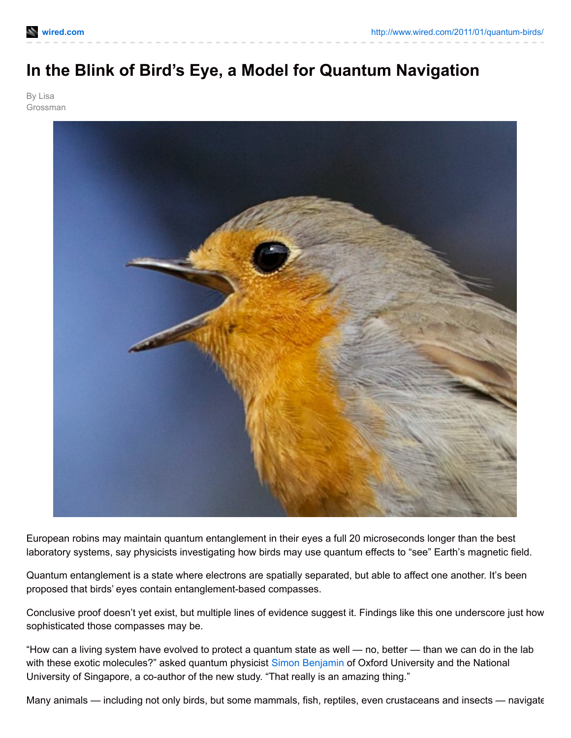# In the Blink of Bird's Eye, a Model for Quantum Navigation

By Lisa Grossman

European robins may maintain quantum entanglement in their eyes a full 20 microseconds longer than the best laboratory systems, say physicists investigating how birds may use quantum effects to "see" Earth's magnetic field.

Quantum entanglement is a state where electrons are spatially separated, but able to affect one another. It's been proposed that birds' eyes contain entanglement-based compasses.

Conclusive proof doesn't yet exist, but multiple lines of evidence suggest it. Findings like this one underscore just how sophisticated those compasses may be.

"How can a living system have evolved to protect a quantum state as well — no, better — than we can do in the lab with these exotic molecules?" asked quantum physicist Simon Benjamin of Oxford University and the National University of Singapore, a co-author of the new study. "That really is an amazing thing."

Many animals — including not only birds, but some mammals, fish, reptiles, even crustaceans and insects — navigate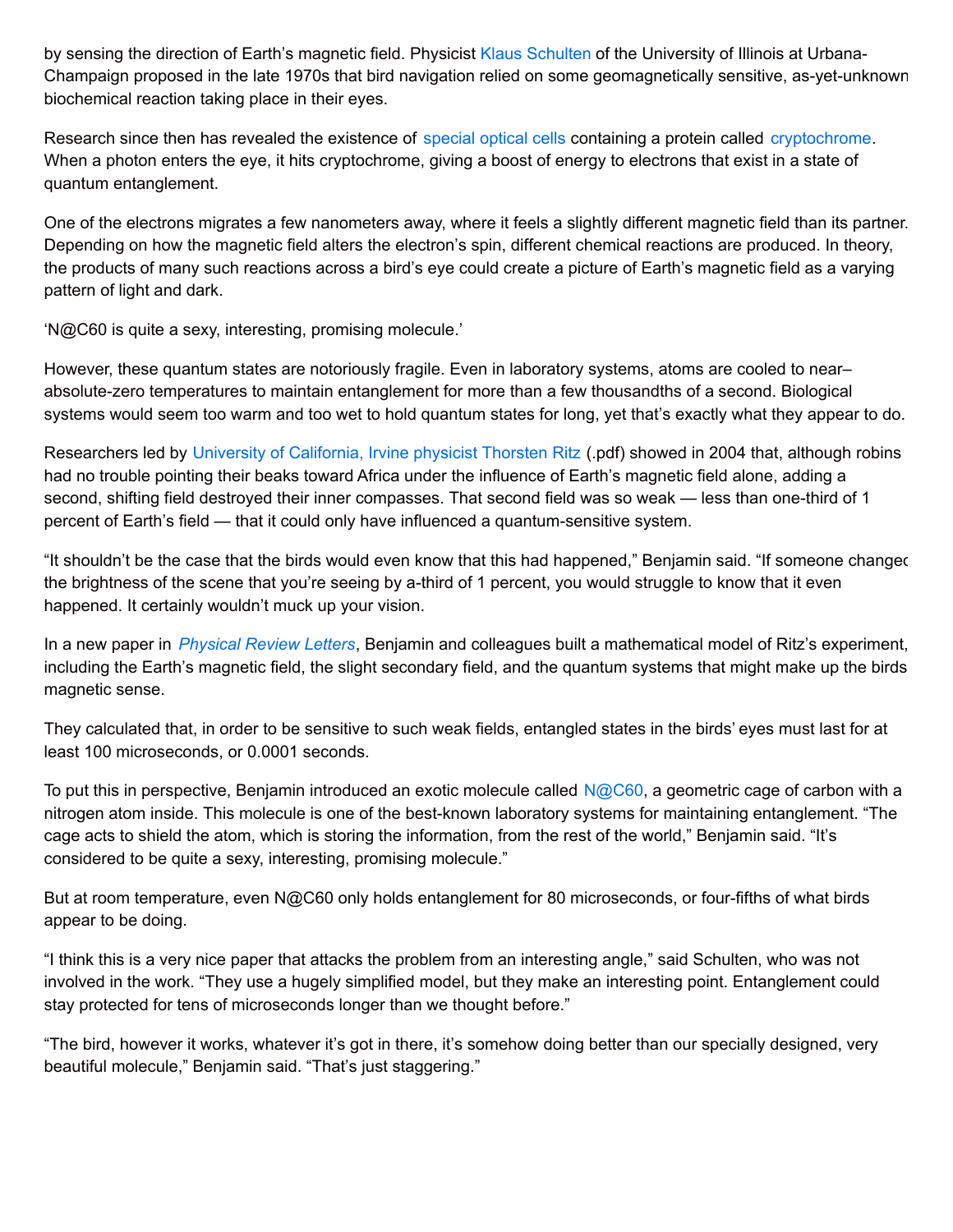by sensing the direction of Earth's magnetic field. Physicist Klaus Schulten of the University of Illinois at Urbana-Champaign proposed in the late 1970s that bird navigation relied on some geomagnetically sensitive, as-yet-unknown biochemical reaction taking place in their eyes.

Research since then has revealed the existence of special optical cells containing a protein called cryptochrome. When a photon enters the eye, it hits cryptochrome, giving a boost of energy to electrons that exist in a state of quantum entanglement.

One of the electrons migrates a few nanometers away, where it feels a slightly different magnetic field than its partner. Depending on how the magnetic field alters the electron's spin, different chemical reactions are produced. In theory, the products of many such reactions across a bird's eye could create a picture of Earth's magnetic field as a varying pattern of light and dark.

'N@C60 is quite a sexy, interesting, promising molecule.'

However, these quantum states are notoriously fragile. Even in laboratory systems, atoms are cooled to near–absolute-zero temperatures to maintain entanglement for more than a few thousandths of a second. Biological systems would seem too warm and too wet to hold quantum states for long, yet that's exactly what they appear to do.

Researchers led by University of California, Irvine physicist Thorsten Ritz (.pdf) showed in 2004 that, although robins had no trouble pointing their beaks toward Africa under the influence of Earth's magnetic field alone, adding a second, shifting field destroyed their inner compasses. That second field was so weak — less than one-third of 1 percent of Earth's field — that it could only have influenced a quantum-sensitive system.

"It shouldn't be the case that the birds would even know that this had happened," Benjamin said. "If someone changed the brightness of the scene that you're seeing by a-third of 1 percent, you would struggle to know that it even happened. It certainly wouldn't muck up your vision.

In a new paper in *Physical Review Letters*, Benjamin and colleagues built a mathematical model of Ritz's experiment, including the Earth's magnetic field, the slight secondary field, and the quantum systems that might make up the birds magnetic sense.

They calculated that, in order to be sensitive to such weak fields, entangled states in the birds' eyes must last for at least 100 microseconds, or 0.0001 seconds.

To put this in perspective, Benjamin introduced an exotic molecule called N@C60, a geometric cage of carbon with a nitrogen atom inside. This molecule is one of the best-known laboratory systems for maintaining entanglement. "The cage acts to shield the atom, which is storing the information, from the rest of the world," Benjamin said. "It's considered to be quite a sexy, interesting, promising molecule."

But at room temperature, even N@C60 only holds entanglement for 80 microseconds, or four-fifths of what birds appear to be doing.

"I think this is a very nice paper that attacks the problem from an interesting angle," said Schulten, who was not involved in the work. "They use a hugely simplified model, but they make an interesting point. Entanglement could stay protected for tens of microseconds longer than we thought before."

"The bird, however it works, whatever it's got in there, it's somehow doing better than our specially designed, very beautiful molecule," Benjamin said. "That's just staggering."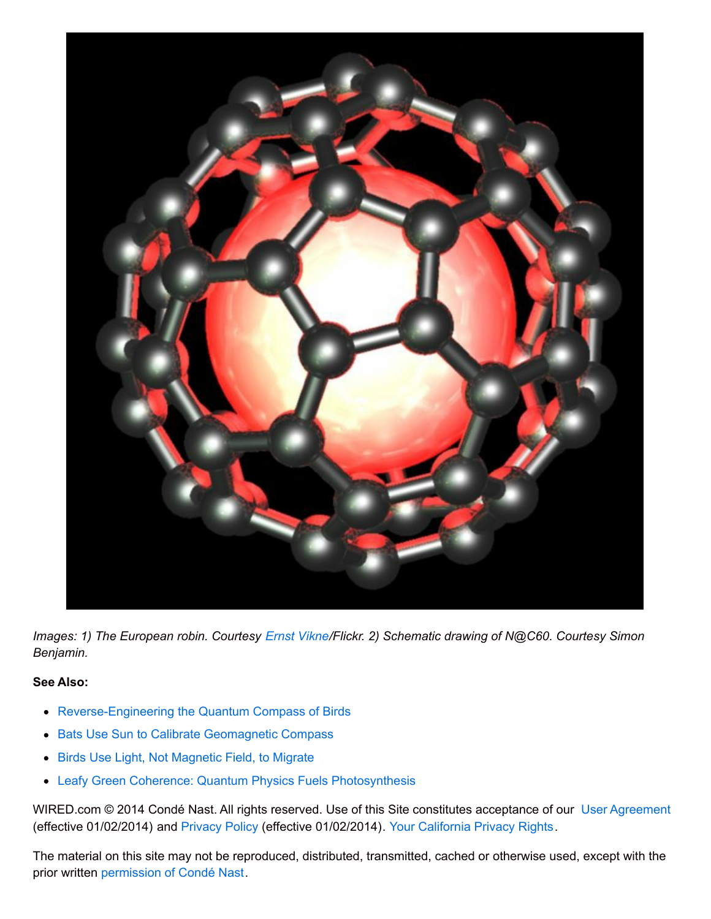*Images: 1) The European robin. Courtesy Ernst Vikne/Flickr. 2) Schematic drawing of N@C60. Courtesy Simon Benjamin.*

**See Also:**

- Reverse-Engineering the Quantum Compass of Birds
- Bats Use Sun to Calibrate Geomagnetic Compass
- Birds Use Light, Not Magnetic Field, to Migrate
- Leafy Green Coherence: Quantum Physics Fuels Photosynthesis

WIRED.com © 2014 Condé Nast. All rights reserved. Use of this Site constitutes acceptance of our User Agreement (effective 01/02/2014) and Privacy Policy (effective 01/02/2014). Your California Privacy Rights.

The material on this site may not be reproduced, distributed, transmitted, cached or otherwise used, except with the prior written permission of Condé Nast.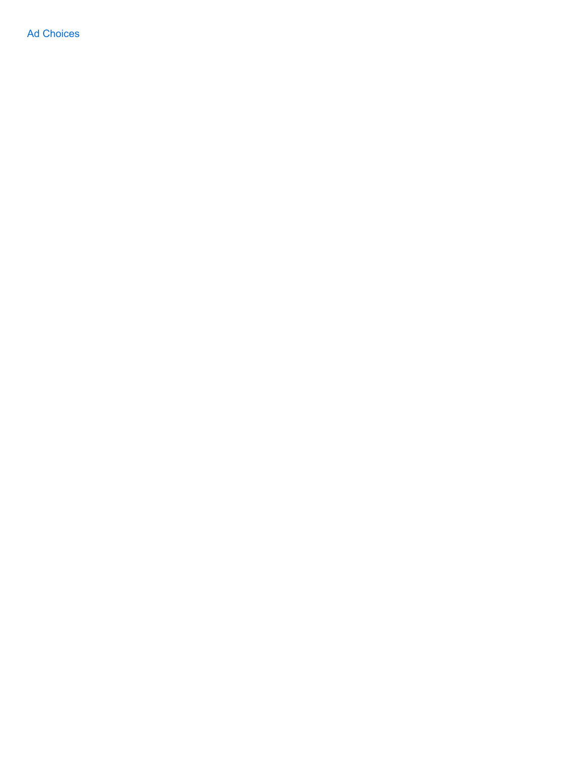Ad Choices